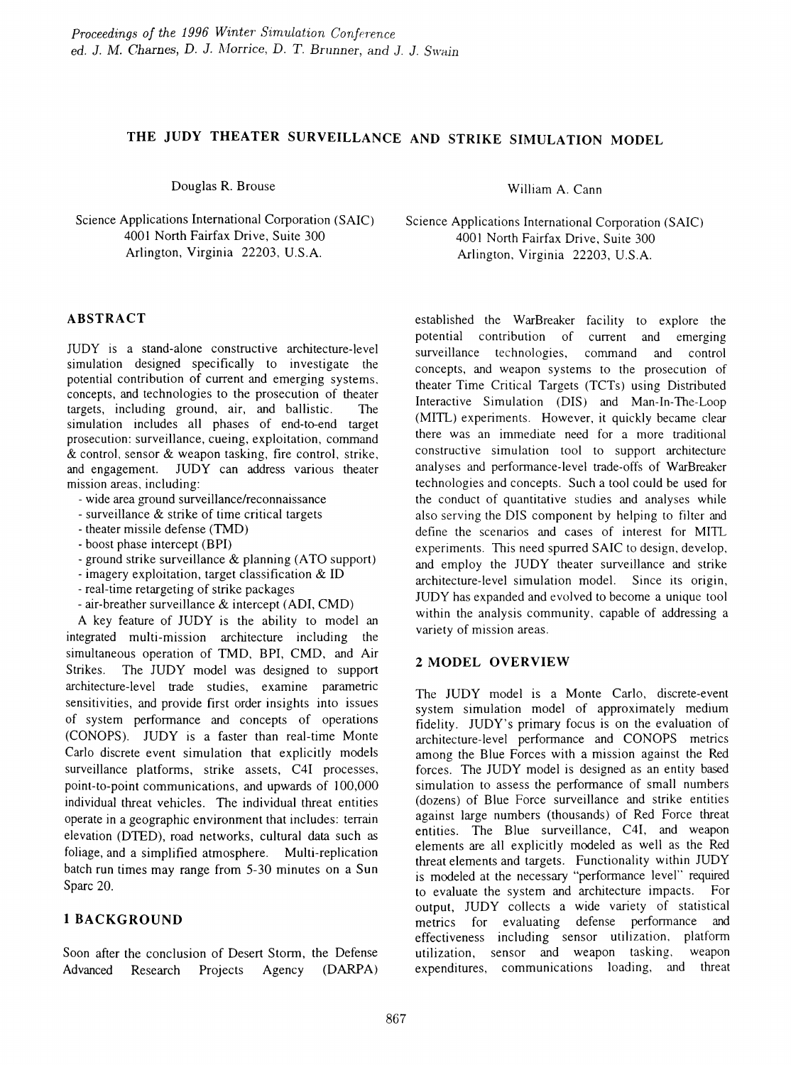# THE JUDY THEATER SURVEILLANCE AND STRIKE SIMULATION MODEL

Douglas R. Brouse

Science Applications International Corporation (SAIC)
4001 North Fairfax Drive, Suite 300
Arlington, Virginia 22203, U.S.A.

William A. Cann

Science Applications International Corporation (SAIC)
4001 North Fairfax Drive, Suite 300
Arlington, Virginia 22203, U.S.A.

## ABSTRACT

JUDY is a stand-alone constructive architecture-level simulation designed specifically to investigate the potential contribution of current and emerging systems, concepts, and technologies to the prosecution of theater targets, including ground, air, and ballistic. The simulation includes all phases of end-to-end target prosecution: surveillance, cueing, exploitation, command & control, sensor & weapon tasking, fire control, strike, and engagement. JUDY can address various theater mission areas, including:

- wide area ground surveillance/reconnaissance
- surveillance & strike of time critical targets
- theater missile defense (TMD)
- boost phase intercept (BPI)
- ground strike surveillance & planning (ATO support)
- imagery exploitation, target classification & ID
- real-time retargeting of strike packages
- air-breather surveillance & intercept (ADI, CMD)

A key feature of JUDY is the ability to model an integrated multi-mission architecture including the simultaneous operation of TMD, BPI, CMD, and Air Strikes. The JUDY model was designed to support architecture-level trade studies, examine parametric sensitivities, and provide first order insights into issues of system performance and concepts of operations (CONOPS). JUDY is a faster than real-time Monte Carlo discrete event simulation that explicitly models surveillance platforms, strike assets, C4I processes, point-to-point communications, and upwards of 100,000 individual threat vehicles. The individual threat entities operate in a geographic environment that includes: terrain elevation (DTED), road networks, cultural data such as foliage, and a simplified atmosphere. Multi-replication batch run times may range from 5-30 minutes on a Sun Sparc 20.

## 1 BACKGROUND

Soon after the conclusion of Desert Storm, the Defense Advanced Research Projects Agency (DARPA) established the WarBreaker facility to explore the potential contribution of current and emerging surveillance technologies, command and control concepts, and weapon systems to the prosecution of theater Time Critical Targets (TCTs) using Distributed Interactive Simulation (DIS) and Man-In-The-Loop (MITL) experiments. However, it quickly became clear there was an immediate need for a more traditional constructive simulation tool to support architecture analyses and performance-level trade-offs of WarBreaker technologies and concepts. Such a tool could be used for the conduct of quantitative studies and analyses while also serving the DIS component by helping to filter and define the scenarios and cases of interest for MITL experiments. This need spurred SAIC to design, develop, and employ the JUDY theater surveillance and strike architecture-level simulation model. Since its origin, JUDY has expanded and evolved to become a unique tool within the analysis community, capable of addressing a variety of mission areas.

## 2 MODEL OVERVIEW

The JUDY model is a Monte Carlo, discrete-event system simulation model of approximately medium fidelity. JUDY's primary focus is on the evaluation of architecture-level performance and CONOPS metrics among the Blue Forces with a mission against the Red forces. The JUDY model is designed as an entity based simulation to assess the performance of small numbers (dozens) of Blue Force surveillance and strike entities against large numbers (thousands) of Red Force threat entities. The Blue surveillance, C4I, and weapon elements are all explicitly modeled as well as the Red threat elements and targets. Functionality within JUDY is modeled at the necessary "performance level" required to evaluate the system and architecture impacts. For output, JUDY collects a wide variety of statistical metrics for evaluating defense performance and effectiveness including sensor utilization, platform utilization, sensor and weapon tasking, weapon expenditures, communications loading, and threat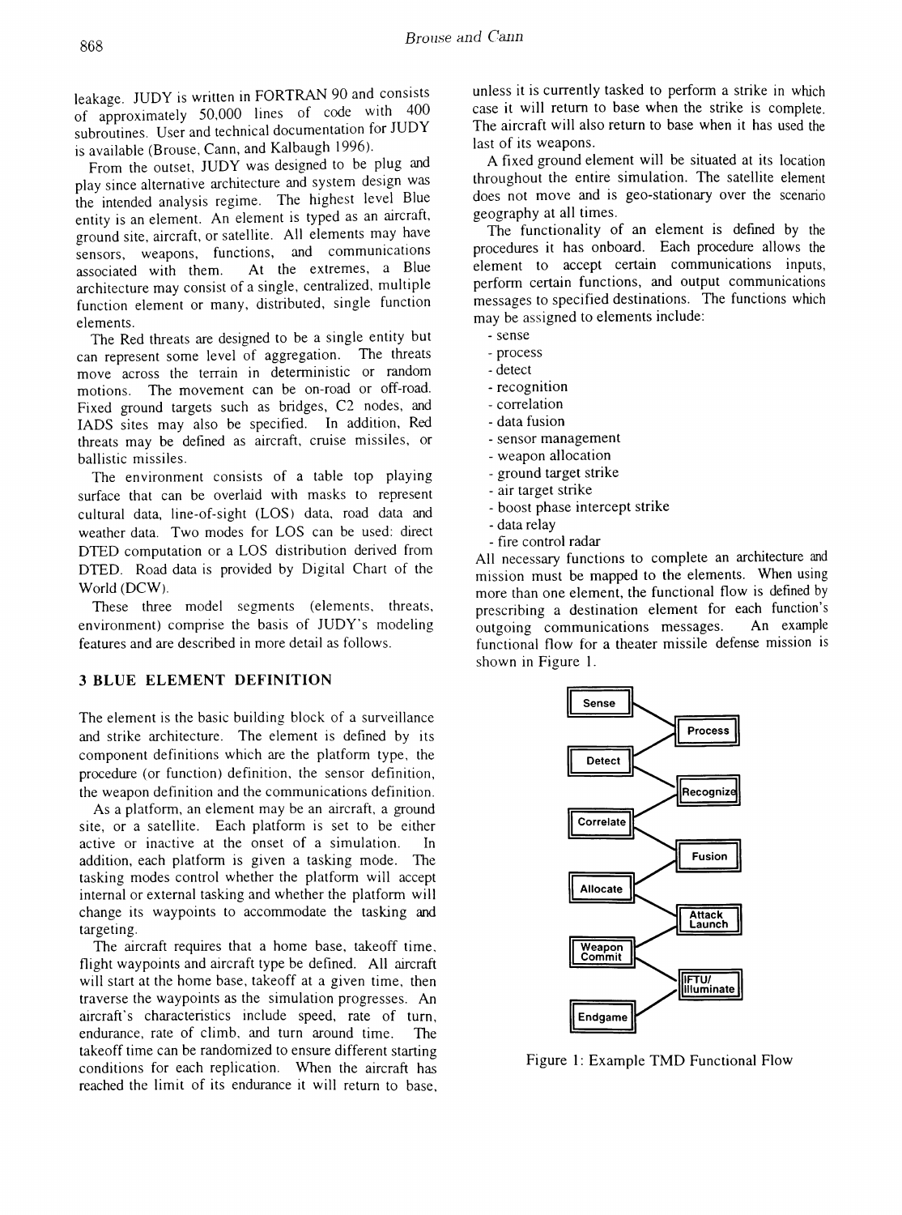leakage. JUDY is written in FORTRAN 90 and consists of approximately 50,000 lines of code with 400 subroutines. User and technical documentation for JUDY is available (Brouse, Cann, and Kalbaugh 1996).

From the outset, JUDY was designed to be plug and play since alternative architecture and system design was the intended analysis regime. The highest level Blue entity is an element. An element is typed as an aircraft, ground site, aircraft, or satellite. All elements may have sensors, weapons, functions, and communications associated with them. At the extremes, a Blue architecture may consist of a single, centralized, multiple function element or many, distributed, single function elements.

The Red threats are designed to be a single entity but can represent some level of aggregation. The threats move across the terrain in deterministic or random motions. The movement can be on-road or off-road. Fixed ground targets such as bridges, C2 nodes, and IADS sites may also be specified. In addition, Red threats may be defined as aircraft, cruise missiles, or ballistic missiles.

The environment consists of a table top playing surface that can be overlaid with masks to represent cultural data, line-of-sight (LOS) data, road data and weather data. Two modes for LOS can be used: direct DTED computation or a LOS distribution derived from DTED. Road data is provided by Digital Chart of the World (DCW).

These three model segments (elements, threats, environment) comprise the basis of JUDY's modeling features and are described in more detail as follows.

## 3 BLUE ELEMENT DEFINITION

The element is the basic building block of a surveillance and strike architecture. The element is defined by its component definitions which are the platform type, the procedure (or function) definition, the sensor definition, the weapon definition and the communications definition.

As a platform, an element may be an aircraft, a ground site, or a satellite. Each platform is set to be either active or inactive at the onset of a simulation. In addition, each platform is given a tasking mode. The tasking modes control whether the platform will accept internal or external tasking and whether the platform will change its waypoints to accommodate the tasking and targeting.

The aircraft requires that a home base, takeoff time, flight waypoints and aircraft type be defined. All aircraft will start at the home base, takeoff at a given time, then traverse the waypoints as the simulation progresses. An aircraft's characteristics include speed, rate of turn, endurance, rate of climb, and turn around time. The takeoff time can be randomized to ensure different starting conditions for each replication. When the aircraft has reached the limit of its endurance it will return to base, unless it is currently tasked to perform a strike in which case it will return to base when the strike is complete. The aircraft will also return to base when it has used the last of its weapons.

A fixed ground element will be situated at its location throughout the entire simulation. The satellite element does not move and is geo-stationary over the scenario geography at all times.

The functionality of an element is defined by the procedures it has onboard. Each procedure allows the element to accept certain communications inputs, perform certain functions, and output communications messages to specified destinations. The functions which may be assigned to elements include:

- sense
- process
- detect
- recognition
- correlation
- data fusion
- sensor management
- weapon allocation
- ground target strike
- air target strike
- boost phase intercept strike
- data relay
- fire control radar

All necessary functions to complete an architecture and mission must be mapped to the elements. When using more than one element, the functional flow is defined by prescribing a destination element for each function's outgoing communications messages. An example functional flow for a theater missile defense mission is shown in Figure 1.

Sense
Process
Detect
Recognize
Correlate
Fusion
Allocate
Attack Launch
Weapon Commit
IFTU/ Illuminate
Endgame

Figure 1: Example TMD Functional Flow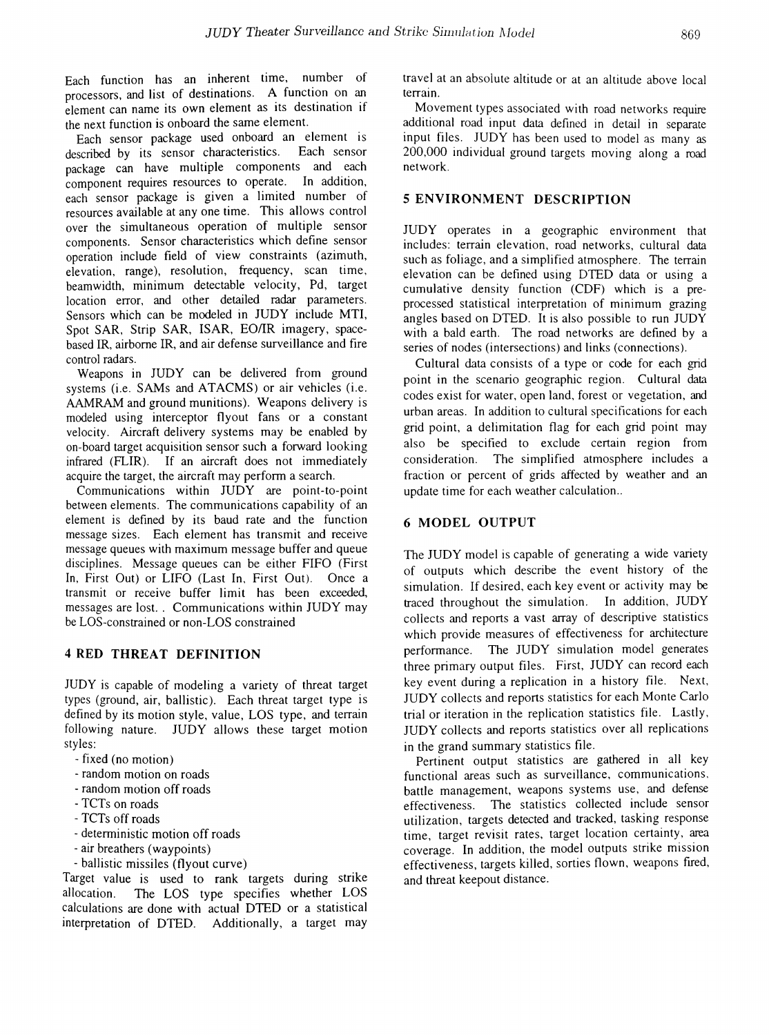Each function has an inherent time, number of processors, and list of destinations. A function on an element can name its own element as its destination if the next function is onboard the same element.

Each sensor package used onboard an element is described by its sensor characteristics. Each sensor package can have multiple components and each component requires resources to operate. In addition, each sensor package is given a limited number of resources available at any one time. This allows control over the simultaneous operation of multiple sensor components. Sensor characteristics which define sensor operation include field of view constraints (azimuth, elevation, range), resolution, frequency, scan time, beamwidth, minimum detectable velocity, Pd, target location error, and other detailed radar parameters. Sensors which can be modeled in JUDY include MTI, Spot SAR, Strip SAR, ISAR, EO/IR imagery, space-based IR, airborne IR, and air defense surveillance and fire control radars.

Weapons in JUDY can be delivered from ground systems (i.e. SAMs and ATACMS) or air vehicles (i.e. AAMRAM and ground munitions). Weapons delivery is modeled using interceptor flyout fans or a constant velocity. Aircraft delivery systems may be enabled by on-board target acquisition sensor such a forward looking infrared (FLIR). If an aircraft does not immediately acquire the target, the aircraft may perform a search.

Communications within JUDY are point-to-point between elements. The communications capability of an element is defined by its baud rate and the function message sizes. Each element has transmit and receive message queues with maximum message buffer and queue disciplines. Message queues can be either FIFO (First In, First Out) or LIFO (Last In, First Out). Once a transmit or receive buffer limit has been exceeded, messages are lost. . Communications within JUDY may be LOS-constrained or non-LOS constrained

## 4 RED THREAT DEFINITION

JUDY is capable of modeling a variety of threat target types (ground, air, ballistic). Each threat target type is defined by its motion style, value, LOS type, and terrain following nature. JUDY allows these target motion styles:

- fixed (no motion)
- random motion on roads
- random motion off roads
- TCTs on roads
- TCTs off roads
- deterministic motion off roads
- air breathers (waypoints)
- ballistic missiles (flyout curve)

Target value is used to rank targets during strike allocation. The LOS type specifies whether LOS calculations are done with actual DTED or a statistical interpretation of DTED. Additionally, a target may travel at an absolute altitude or at an altitude above local terrain.

Movement types associated with road networks require additional road input data defined in detail in separate input files. JUDY has been used to model as many as 200,000 individual ground targets moving along a road network.

## 5 ENVIRONMENT DESCRIPTION

JUDY operates in a geographic environment that includes: terrain elevation, road networks, cultural data such as foliage, and a simplified atmosphere. The terrain elevation can be defined using DTED data or using a cumulative density function (CDF) which is a pre-processed statistical interpretation of minimum grazing angles based on DTED. It is also possible to run JUDY with a bald earth. The road networks are defined by a series of nodes (intersections) and links (connections).

Cultural data consists of a type or code for each grid point in the scenario geographic region. Cultural data codes exist for water, open land, forest or vegetation, and urban areas. In addition to cultural specifications for each grid point, a delimitation flag for each grid point may also be specified to exclude certain region from consideration. The simplified atmosphere includes a fraction or percent of grids affected by weather and an update time for each weather calculation..

## 6 MODEL OUTPUT

The JUDY model is capable of generating a wide variety of outputs which describe the event history of the simulation. If desired, each key event or activity may be traced throughout the simulation. In addition, JUDY collects and reports a vast array of descriptive statistics which provide measures of effectiveness for architecture performance. The JUDY simulation model generates three primary output files. First, JUDY can record each key event during a replication in a history file. Next, JUDY collects and reports statistics for each Monte Carlo trial or iteration in the replication statistics file. Lastly, JUDY collects and reports statistics over all replications in the grand summary statistics file.

Pertinent output statistics are gathered in all key functional areas such as surveillance, communications, battle management, weapons systems use, and defense effectiveness. The statistics collected include sensor utilization, targets detected and tracked, tasking response time, target revisit rates, target location certainty, area coverage. In addition, the model outputs strike mission effectiveness, targets killed, sorties flown, weapons fired, and threat keepout distance.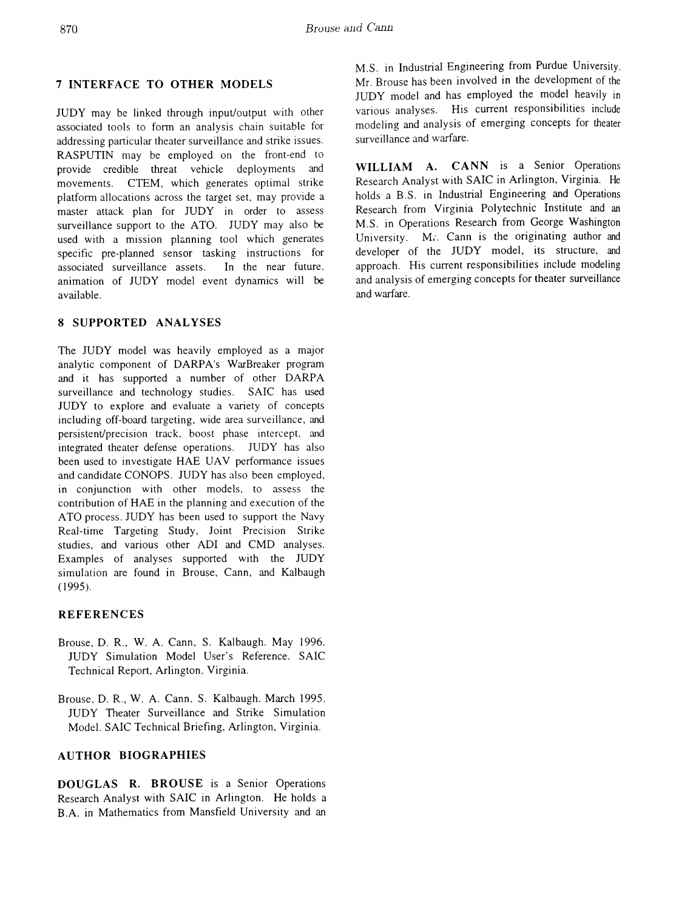## 7 INTERFACE TO OTHER MODELS

JUDY may be linked through input/output with other associated tools to form an analysis chain suitable for addressing particular theater surveillance and strike issues. RASPUTIN may be employed on the front-end to provide credible threat vehicle deployments and movements. CTEM, which generates optimal strike platform allocations across the target set, may provide a master attack plan for JUDY in order to assess surveillance support to the ATO. JUDY may also be used with a mission planning tool which generates specific pre-planned sensor tasking instructions for associated surveillance assets. In the near future, animation of JUDY model event dynamics will be available.

## 8 SUPPORTED ANALYSES

The JUDY model was heavily employed as a major analytic component of DARPA's WarBreaker program and it has supported a number of other DARPA surveillance and technology studies. SAIC has used JUDY to explore and evaluate a variety of concepts including off-board targeting, wide area surveillance, and persistent/precision track, boost phase intercept, and integrated theater defense operations. JUDY has also been used to investigate HAE UAV performance issues and candidate CONOPS. JUDY has also been employed, in conjunction with other models, to assess the contribution of HAE in the planning and execution of the ATO process. JUDY has been used to support the Navy Real-time Targeting Study, Joint Precision Strike studies, and various other ADI and CMD analyses. Examples of analyses supported with the JUDY simulation are found in Brouse, Cann, and Kalbaugh (1995).

## REFERENCES

Brouse, D. R., W. A. Cann, S. Kalbaugh. May 1996. JUDY Simulation Model User's Reference. SAIC Technical Report, Arlington, Virginia.

Brouse, D. R., W. A. Cann, S. Kalbaugh. March 1995. JUDY Theater Surveillance and Strike Simulation Model. SAIC Technical Briefing, Arlington, Virginia.

## AUTHOR BIOGRAPHIES

**DOUGLAS R. BROUSE** is a Senior Operations Research Analyst with SAIC in Arlington. He holds a B.A. in Mathematics from Mansfield University and an M.S. in Industrial Engineering from Purdue University. Mr. Brouse has been involved in the development of the JUDY model and has employed the model heavily in various analyses. His current responsibilities include modeling and analysis of emerging concepts for theater surveillance and warfare.

**WILLIAM A. CANN** is a Senior Operations Research Analyst with SAIC in Arlington, Virginia. He holds a B.S. in Industrial Engineering and Operations Research from Virginia Polytechnic Institute and an M.S. in Operations Research from George Washington University. Mr. Cann is the originating author and developer of the JUDY model, its structure, and approach. His current responsibilities include modeling and analysis of emerging concepts for theater surveillance and warfare.